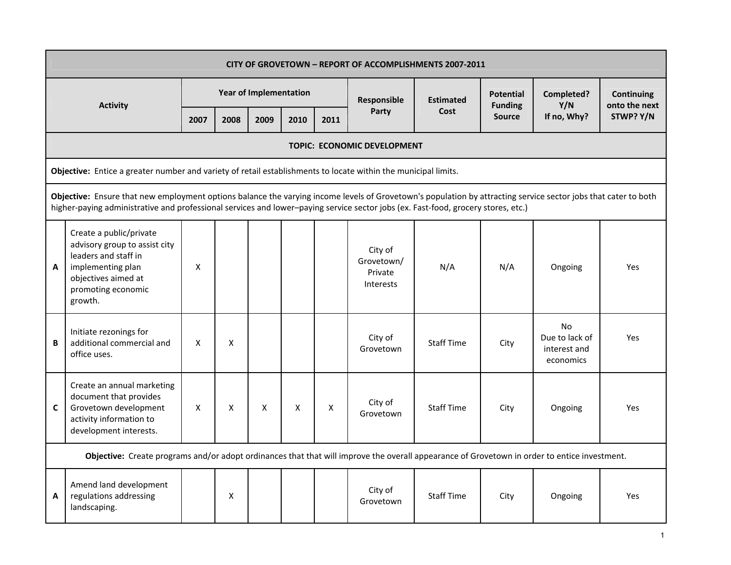| | CITY OF GROVETOWN – REPORT OF ACCOMPLISHMENTS 2007-2011 | | | | | | | | | | |
|---|---|---|---|---|---|---|---|---|---|---|---|
| Activity | | Year of Implementation | | | | | Responsible Party | Estimated Cost | Potential Funding Source | Completed? Y/N If no, Why? | Continuing onto the next STWP? Y/N |
| | | 2007 | 2008 | 2009 | 2010 | 2011 | | | | | |
| **TOPIC: ECONOMIC DEVELOPMENT** | | | | | | | | | | | |
| **Objective:** Entice a greater number and variety of retail establishments to locate within the municipal limits. | | | | | | | | | | | |
| **Objective:** Ensure that new employment options balance the varying income levels of Grovetown's population by attracting service sector jobs that cater to both higher-paying administrative and professional services and lower–paying service sector jobs (ex. Fast-food, grocery stores, etc.) | | | | | | | | | | | |
| A | Create a public/private advisory group to assist city leaders and staff in implementing plan objectives aimed at promoting economic growth. | X | | | | | City of Grovetown/ Private Interests | N/A | N/A | Ongoing | Yes |
| B | Initiate rezonings for additional commercial and office uses. | X | X | | | | City of Grovetown | Staff Time | City | No Due to lack of interest and economics | Yes |
| C | Create an annual marketing document that provides Grovetown development activity information to development interests. | X | X | X | X | X | City of Grovetown | Staff Time | City | Ongoing | Yes |
| **Objective:** Create programs and/or adopt ordinances that that will improve the overall appearance of Grovetown in order to entice investment. | | | | | | | | | | | |
| A | Amend land development regulations addressing landscaping. | | X | | | | City of Grovetown | Staff Time | City | Ongoing | Yes |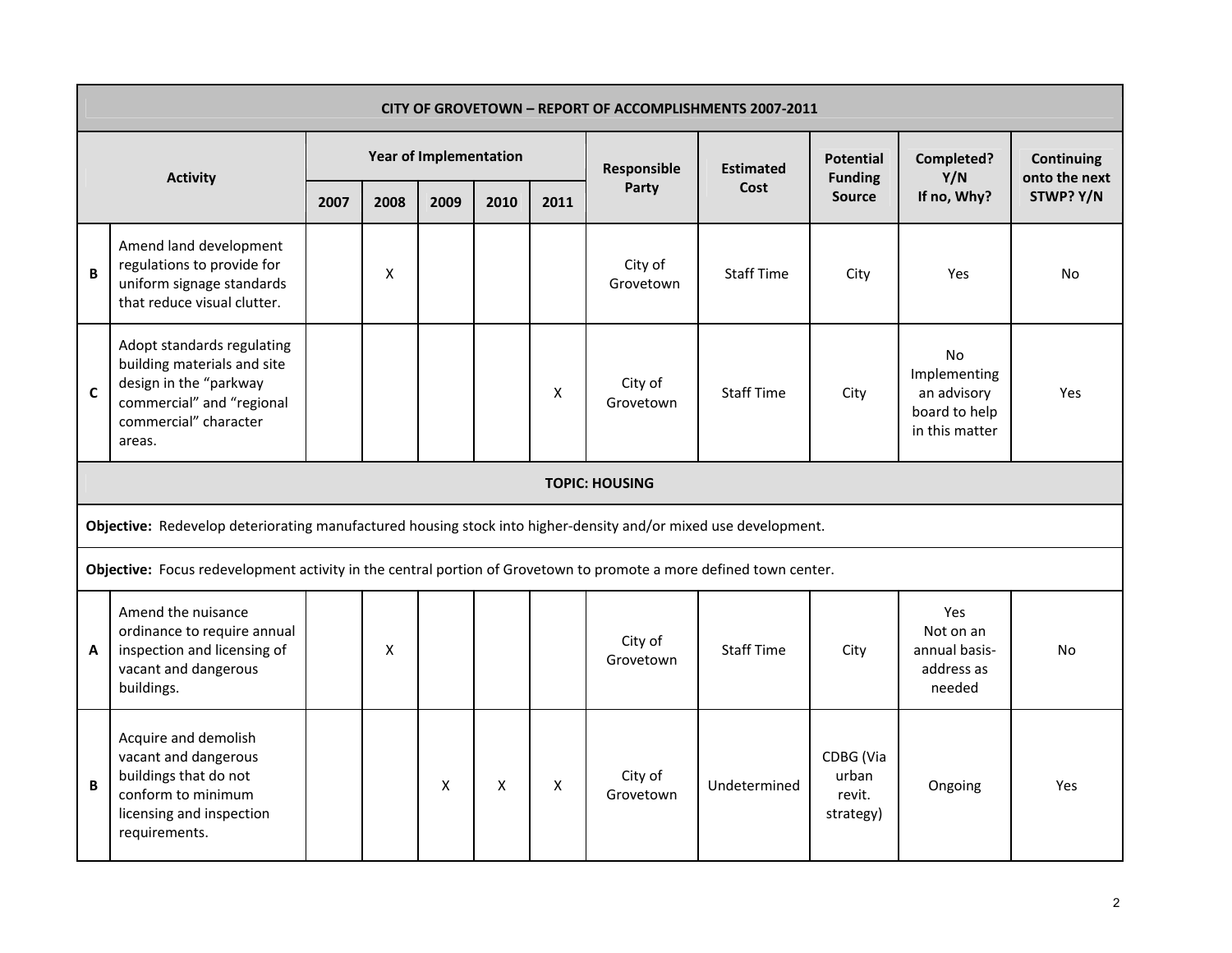| CITY OF GROVETOWN – REPORT OF ACCOMPLISHMENTS 2007-2011 | | | | | | | | | | | |
|---|---|---|---|---|---|---|---|---|---|---|---|
| **Activity** | | **Year of Implementation** | | | | | **Responsible Party** | **Estimated Cost** | **Potential Funding Source** | **Completed? Y/N If no, Why?** | **Continuing onto the next STWP? Y/N** |
| | | **2007** | **2008** | **2009** | **2010** | **2011** | | | | | |
| **B** | Amend land development regulations to provide for uniform signage standards that reduce visual clutter. | | X | | | | City of Grovetown | Staff Time | City | Yes | No |
| **C** | Adopt standards regulating building materials and site design in the "parkway commercial" and "regional commercial" character areas. | | | | | X | City of Grovetown | Staff Time | City | No Implementing an advisory board to help in this matter | Yes |
| **TOPIC: HOUSING** | | | | | | | | | | | |
| **Objective:** Redevelop deteriorating manufactured housing stock into higher-density and/or mixed use development. | | | | | | | | | | | |
| **Objective:** Focus redevelopment activity in the central portion of Grovetown to promote a more defined town center. | | | | | | | | | | | |
| **A** | Amend the nuisance ordinance to require annual inspection and licensing of vacant and dangerous buildings. | | X | | | | City of Grovetown | Staff Time | City | Yes Not on an annual basis- address as needed | No |
| **B** | Acquire and demolish vacant and dangerous buildings that do not conform to minimum licensing and inspection requirements. | | | X | X | X | City of Grovetown | Undetermined | CDBG (Via urban revit. strategy) | Ongoing | Yes |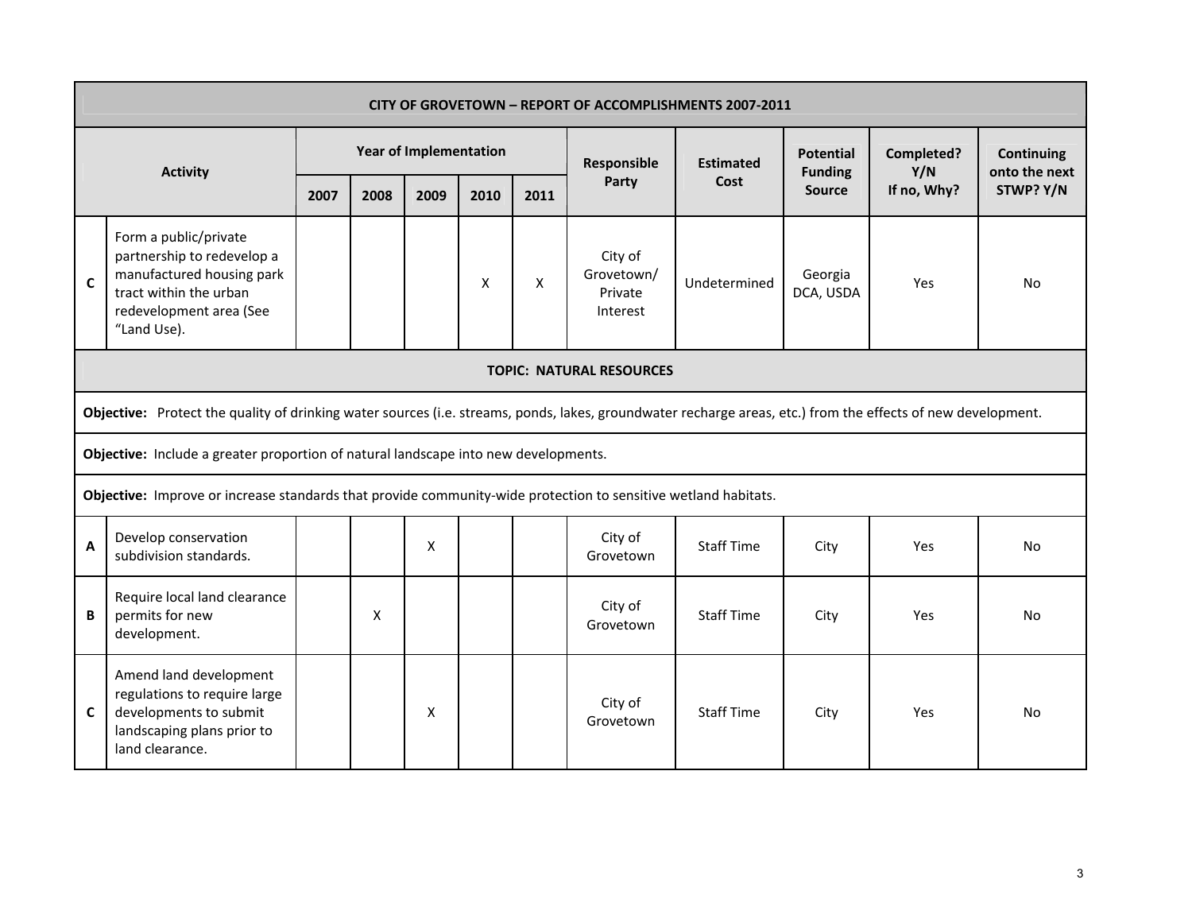| CITY OF GROVETOWN – REPORT OF ACCOMPLISHMENTS 2007-2011 | | | | | | | | | | | |
|---|---|---|---|---|---|---|---|---|---|---|---|
| **Activity** | | **Year of Implementation** | | | | | **Responsible Party** | **Estimated Cost** | **Potential Funding Source** | **Completed? Y/N If no, Why?** | **Continuing onto the next STWP? Y/N** |
| | | **2007** | **2008** | **2009** | **2010** | **2011** | | | | | |
| **C** | Form a public/private partnership to redevelop a manufactured housing park tract within the urban redevelopment area (See "Land Use). | | | | X | X | City of Grovetown/ Private Interest | Undetermined | Georgia DCA, USDA | Yes | No |
| **TOPIC: NATURAL RESOURCES** | | | | | | | | | | | |
| **Objective:** Protect the quality of drinking water sources (i.e. streams, ponds, lakes, groundwater recharge areas, etc.) from the effects of new development. | | | | | | | | | | | |
| **Objective:** Include a greater proportion of natural landscape into new developments. | | | | | | | | | | | |
| **Objective:** Improve or increase standards that provide community-wide protection to sensitive wetland habitats. | | | | | | | | | | | |
| **A** | Develop conservation subdivision standards. | | | X | | | City of Grovetown | Staff Time | City | Yes | No |
| **B** | Require local land clearance permits for new development. | | X | | | | City of Grovetown | Staff Time | City | Yes | No |
| **C** | Amend land development regulations to require large developments to submit landscaping plans prior to land clearance. | | | X | | | City of Grovetown | Staff Time | City | Yes | No |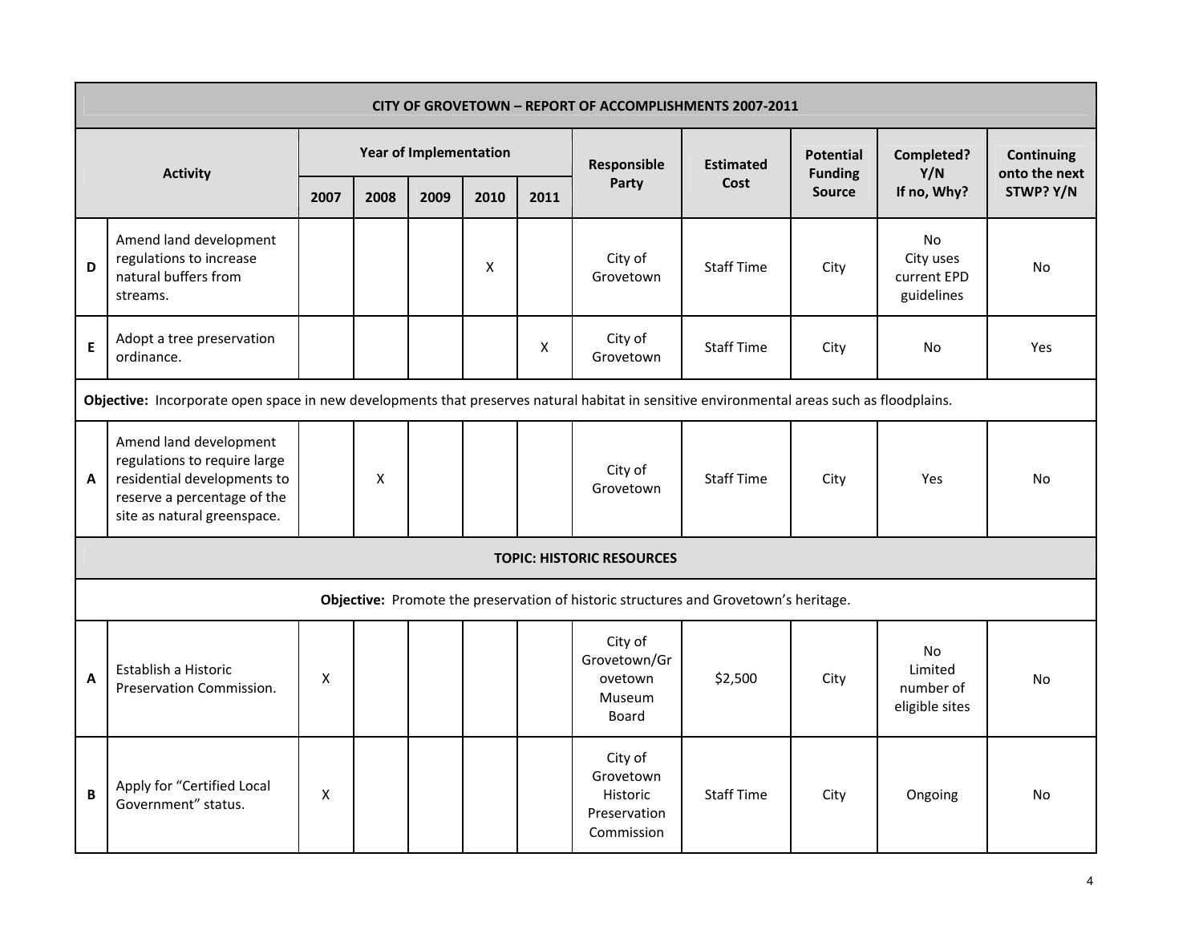| CITY OF GROVETOWN – REPORT OF ACCOMPLISHMENTS 2007-2011 | | | | | | | | | | | |
|---|---|---|---|---|---|---|---|---|---|---|---|
| **Activity** | | **Year of Implementation** | | | | | **Responsible Party** | **Estimated Cost** | **Potential Funding Source** | **Completed? Y/N If no, Why?** | **Continuing onto the next STWP? Y/N** |
| | | **2007** | **2008** | **2009** | **2010** | **2011** | | | | | |
| **D** | Amend land development regulations to increase natural buffers from streams. | | | | X | | City of Grovetown | Staff Time | City | No City uses current EPD guidelines | No |
| **E** | Adopt a tree preservation ordinance. | | | | | X | City of Grovetown | Staff Time | City | No | Yes |
| **Objective:** Incorporate open space in new developments that preserves natural habitat in sensitive environmental areas such as floodplains. | | | | | | | | | | | |
| **A** | Amend land development regulations to require large residential developments to reserve a percentage of the site as natural greenspace. | | X | | | | City of Grovetown | Staff Time | City | Yes | No |
| **TOPIC: HISTORIC RESOURCES** | | | | | | | | | | | |
| **Objective:** Promote the preservation of historic structures and Grovetown's heritage. | | | | | | | | | | | |
| **A** | Establish a Historic Preservation Commission. | X | | | | | City of Grovetown/Grovetown Museum Board | $2,500 | City | No Limited number of eligible sites | No |
| **B** | Apply for "Certified Local Government" status. | X | | | | | City of Grovetown Historic Preservation Commission | Staff Time | City | Ongoing | No |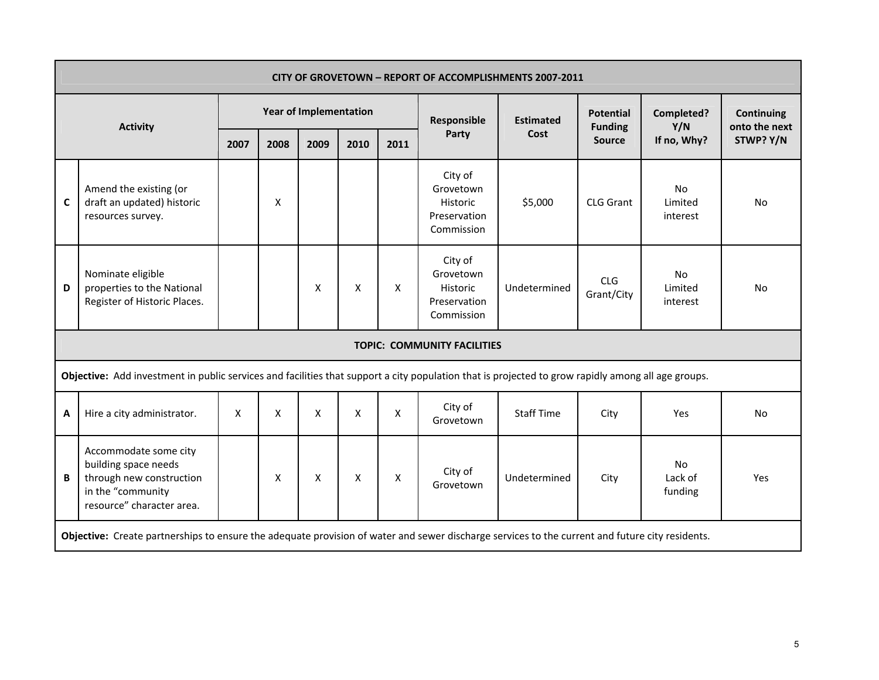| CITY OF GROVETOWN – REPORT OF ACCOMPLISHMENTS 2007-2011 | | | | | | | | | | | |
|---|---|---|---|---|---|---|---|---|---|---|---|
| **Activity** | | **Year of Implementation** | | | | | **Responsible Party** | **Estimated Cost** | **Potential Funding Source** | **Completed? Y/N If no, Why?** | **Continuing onto the next STWP? Y/N** |
| | | **2007** | **2008** | **2009** | **2010** | **2011** | | | | | |
| C | Amend the existing (or draft an updated) historic resources survey. | | X | | | | City of Grovetown Historic Preservation Commission | $5,000 | CLG Grant | No Limited interest | No |
| D | Nominate eligible properties to the National Register of Historic Places. | | | X | X | X | City of Grovetown Historic Preservation Commission | Undetermined | CLG Grant/City | No Limited interest | No |
| **TOPIC: COMMUNITY FACILITIES** | | | | | | | | | | | |
| **Objective:** Add investment in public services and facilities that support a city population that is projected to grow rapidly among all age groups. | | | | | | | | | | | |
| A | Hire a city administrator. | X | X | X | X | X | City of Grovetown | Staff Time | City | Yes | No |
| B | Accommodate some city building space needs through new construction in the "community resource" character area. | | X | X | X | X | City of Grovetown | Undetermined | City | No Lack of funding | Yes |
| **Objective:** Create partnerships to ensure the adequate provision of water and sewer discharge services to the current and future city residents. | | | | | | | | | | | |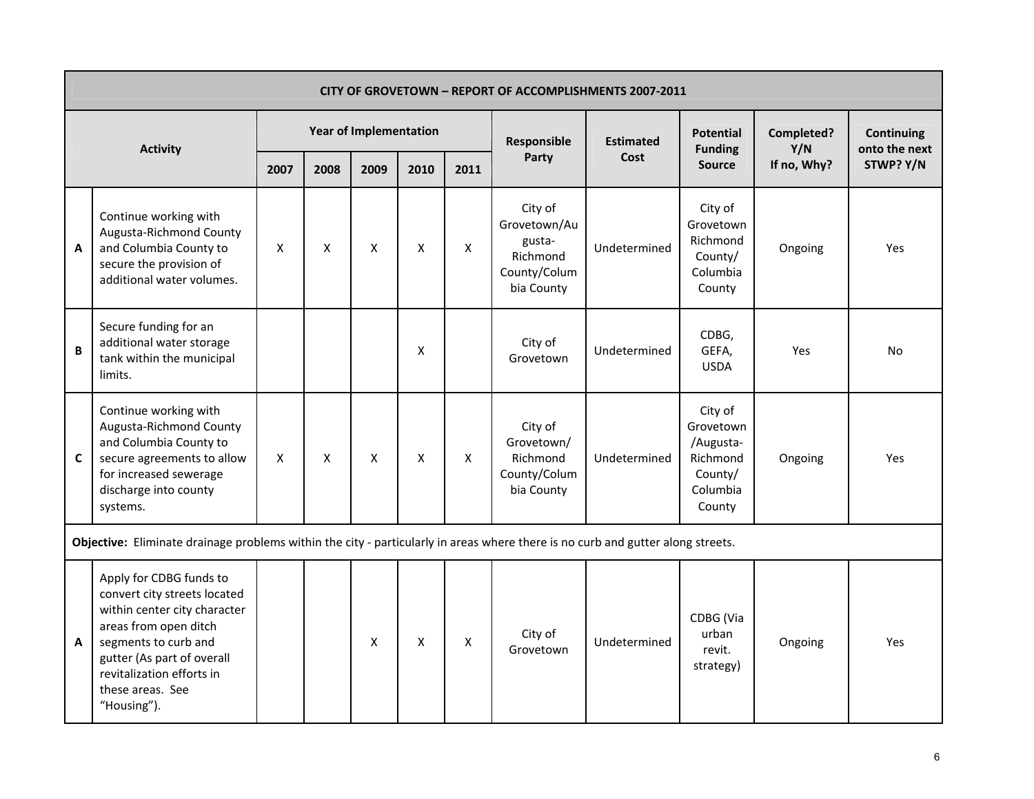| CITY OF GROVETOWN – REPORT OF ACCOMPLISHMENTS 2007-2011 | | | | | | | | | | | |
|---|---|---|---|---|---|---|---|---|---|---|---|
| Activity | | Year of Implementation | | | | | Responsible Party | Estimated Cost | Potential Funding Source | Completed? Y/N If no, Why? | Continuing onto the next STWP? Y/N |
| | | 2007 | 2008 | 2009 | 2010 | 2011 | | | | | |
| A | Continue working with Augusta-Richmond County and Columbia County to secure the provision of additional water volumes. | X | X | X | X | X | City of Grovetown/Augusta-Richmond County/Columbia County | Undetermined | City of Grovetown Richmond County/ Columbia County | Ongoing | Yes |
| B | Secure funding for an additional water storage tank within the municipal limits. | | | | X | | City of Grovetown | Undetermined | CDBG, GEFA, USDA | Yes | No |
| C | Continue working with Augusta-Richmond County and Columbia County to secure agreements to allow for increased sewerage discharge into county systems. | X | X | X | X | X | City of Grovetown/ Richmond County/Columbia County | Undetermined | City of Grovetown /Augusta-Richmond County/ Columbia County | Ongoing | Yes |
| **Objective:** Eliminate drainage problems within the city - particularly in areas where there is no curb and gutter along streets. | | | | | | | | | | | |
| A | Apply for CDBG funds to convert city streets located within center city character areas from open ditch segments to curb and gutter (As part of overall revitalization efforts in these areas. See "Housing"). | | | X | X | X | City of Grovetown | Undetermined | CDBG (Via urban revit. strategy) | Ongoing | Yes |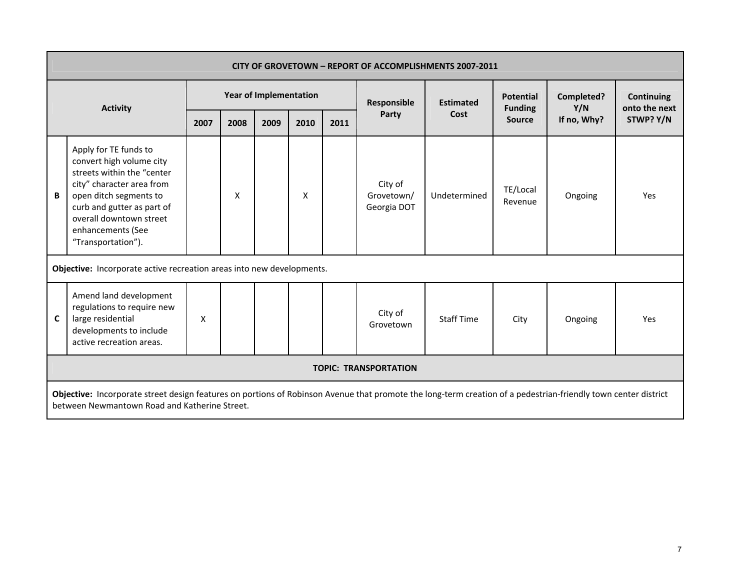| CITY OF GROVETOWN – REPORT OF ACCOMPLISHMENTS 2007-2011 | | | | | | | | | | | |
|---|---|---|---|---|---|---|---|---|---|---|---|
| **Activity** | | **Year of Implementation** | | | | | **Responsible Party** | **Estimated Cost** | **Potential Funding Source** | **Completed? Y/N If no, Why?** | **Continuing onto the next STWP? Y/N** |
| | | **2007** | **2008** | **2009** | **2010** | **2011** | | | | | |
| **B** | Apply for TE funds to convert high volume city streets within the "center city" character area from open ditch segments to curb and gutter as part of overall downtown street enhancements (See "Transportation"). | | X | | X | | City of Grovetown/ Georgia DOT | Undetermined | TE/Local Revenue | Ongoing | Yes |
| **Objective:** Incorporate active recreation areas into new developments. | | | | | | | | | | | |
| **C** | Amend land development regulations to require new large residential developments to include active recreation areas. | X | | | | | City of Grovetown | Staff Time | City | Ongoing | Yes |
| **TOPIC: TRANSPORTATION** | | | | | | | | | | | |
| **Objective:** Incorporate street design features on portions of Robinson Avenue that promote the long-term creation of a pedestrian-friendly town center district between Newmantown Road and Katherine Street. | | | | | | | | | | | |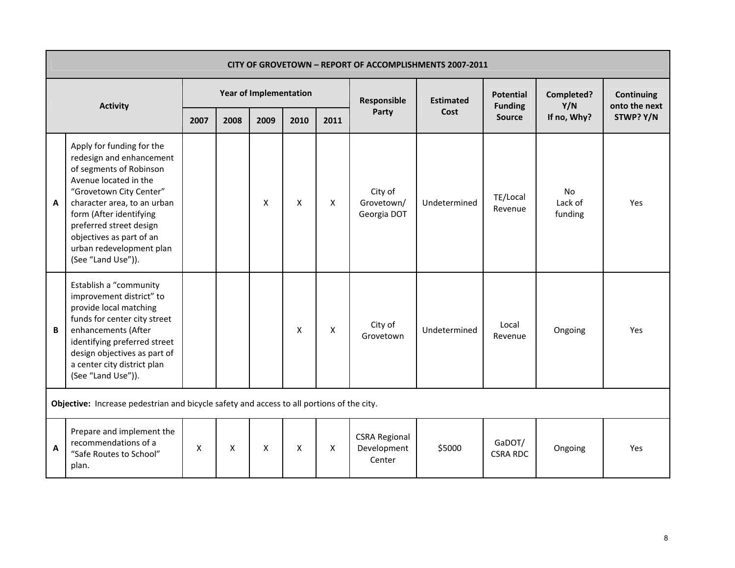| | CITY OF GROVETOWN – REPORT OF ACCOMPLISHMENTS 2007-2011 | | | | | | | | | | |
|---|---|---|---|---|---|---|---|---|---|---|---|
| | Activity | Year of Implementation | | | | | Responsible Party | Estimated Cost | Potential Funding Source | Completed? Y/N If no, Why? | Continuing onto the next STWP? Y/N |
| | | 2007 | 2008 | 2009 | 2010 | 2011 | | | | | |
| A | Apply for funding for the redesign and enhancement of segments of Robinson Avenue located in the "Grovetown City Center" character area, to an urban form (After identifying preferred street design objectives as part of an urban redevelopment plan (See "Land Use")). | | | X | X | X | City of Grovetown/ Georgia DOT | Undetermined | TE/Local Revenue | No Lack of funding | Yes |
| B | Establish a "community improvement district" to provide local matching funds for center city street enhancements (After identifying preferred street design objectives as part of a center city district plan (See "Land Use")). | | | | X | X | City of Grovetown | Undetermined | Local Revenue | Ongoing | Yes |
| **Objective:** Increase pedestrian and bicycle safety and access to all portions of the city. | | | | | | | | | | | |
| A | Prepare and implement the recommendations of a "Safe Routes to School" plan. | X | X | X | X | X | CSRA Regional Development Center | $5000 | GaDOT/ CSRA RDC | Ongoing | Yes |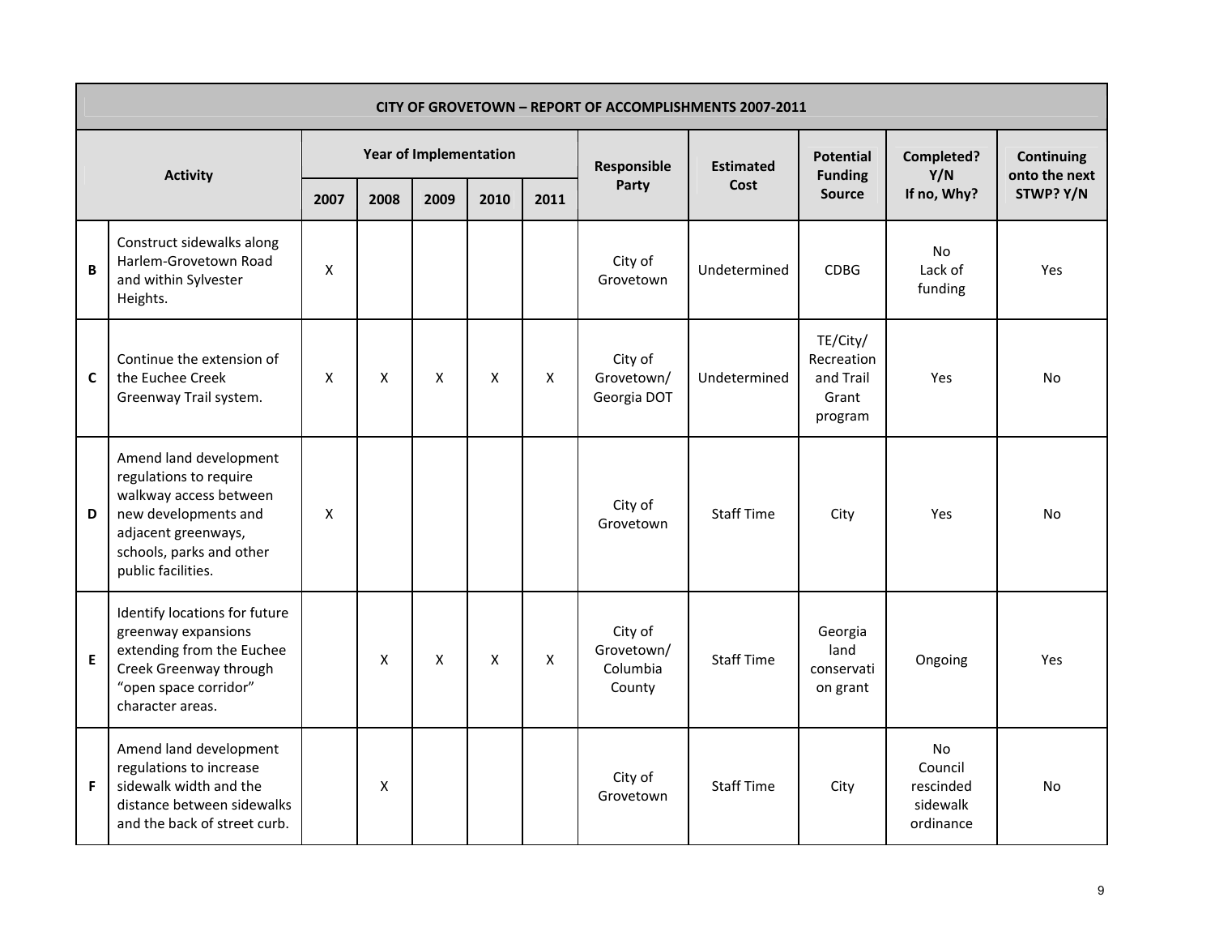| CITY OF GROVETOWN – REPORT OF ACCOMPLISHMENTS 2007-2011 | | | | | | | | | | | |
|---|---|---|---|---|---|---|---|---|---|---|---|
| Activity | | Year of Implementation | | | | | Responsible Party | Estimated Cost | Potential Funding Source | Completed? Y/N If no, Why? | Continuing onto the next STWP? Y/N |
| | | 2007 | 2008 | 2009 | 2010 | 2011 | | | | | |
| B | Construct sidewalks along Harlem-Grovetown Road and within Sylvester Heights. | X | | | | | City of Grovetown | Undetermined | CDBG | No Lack of funding | Yes |
| C | Continue the extension of the Euchee Creek Greenway Trail system. | X | X | X | X | X | City of Grovetown/ Georgia DOT | Undetermined | TE/City/ Recreation and Trail Grant program | Yes | No |
| D | Amend land development regulations to require walkway access between new developments and adjacent greenways, schools, parks and other public facilities. | X | | | | | City of Grovetown | Staff Time | City | Yes | No |
| E | Identify locations for future greenway expansions extending from the Euchee Creek Greenway through "open space corridor" character areas. | | X | X | X | X | City of Grovetown/ Columbia County | Staff Time | Georgia land conservati on grant | Ongoing | Yes |
| F | Amend land development regulations to increase sidewalk width and the distance between sidewalks and the back of street curb. | | X | | | | City of Grovetown | Staff Time | City | No Council rescinded sidewalk ordinance | No |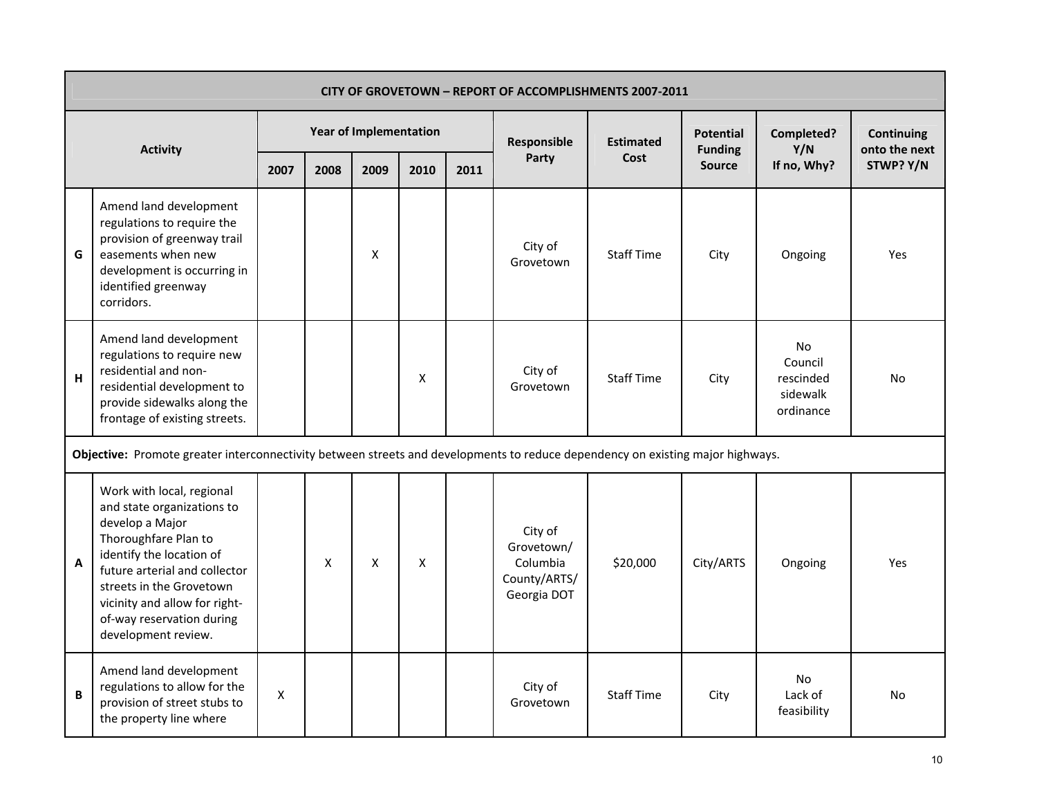| CITY OF GROVETOWN – REPORT OF ACCOMPLISHMENTS 2007-2011 | | | | | | | | | | | |
|---|---|---|---|---|---|---|---|---|---|---|---|
| Activity | | Year of Implementation | | | | | Responsible Party | Estimated Cost | Potential Funding Source | Completed? Y/N If no, Why? | Continuing onto the next STWP? Y/N |
| | | 2007 | 2008 | 2009 | 2010 | 2011 | | | | | |
| G | Amend land development regulations to require the provision of greenway trail easements when new development is occurring in identified greenway corridors. | | | X | | | City of Grovetown | Staff Time | City | Ongoing | Yes |
| H | Amend land development regulations to require new residential and non-residential development to provide sidewalks along the frontage of existing streets. | | | | X | | City of Grovetown | Staff Time | City | No Council rescinded sidewalk ordinance | No |
| **Objective:** Promote greater interconnectivity between streets and developments to reduce dependency on existing major highways. | | | | | | | | | | | |
| A | Work with local, regional and state organizations to develop a Major Thoroughfare Plan to identify the location of future arterial and collector streets in the Grovetown vicinity and allow for right-of-way reservation during development review. | | X | X | X | | City of Grovetown/ Columbia County/ARTS/ Georgia DOT | $20,000 | City/ARTS | Ongoing | Yes |
| B | Amend land development regulations to allow for the provision of street stubs to the property line where | X | | | | | City of Grovetown | Staff Time | City | No Lack of feasibility | No |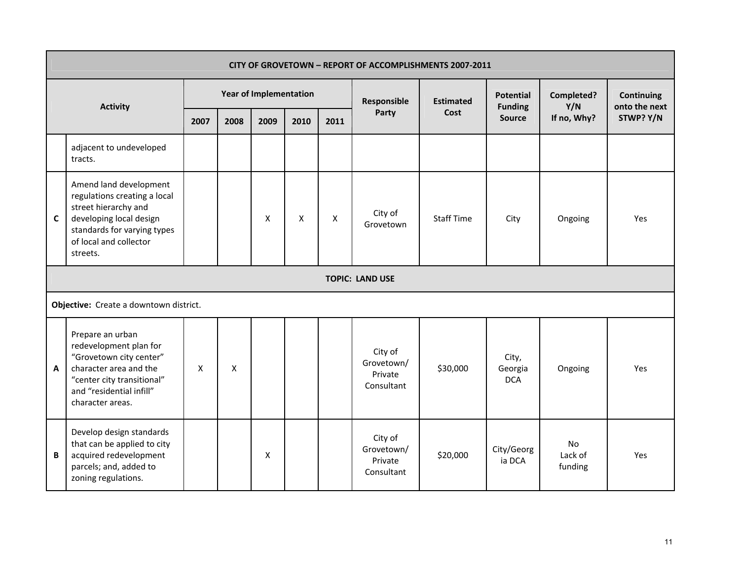| | Activity | Year of Implementation | | | | | Responsible Party | Estimated Cost | Potential Funding Source | Completed? Y/N If no, Why? | Continuing onto the next STWP? Y/N |
|---|---|---|---|---|---|---|---|---|---|---|---|
| | | 2007 | 2008 | 2009 | 2010 | 2011 | | | | | |
| | adjacent to undeveloped tracts. | | | | | | | | | | |
| C | Amend land development regulations creating a local street hierarchy and developing local design standards for varying types of local and collector streets. | | | X | X | X | City of Grovetown | Staff Time | City | Ongoing | Yes |
| **TOPIC: LAND USE** | | | | | | | | | | | |
| **Objective:** Create a downtown district. | | | | | | | | | | | |
| A | Prepare an urban redevelopment plan for "Grovetown city center" character area and the "center city transitional" and "residential infill" character areas. | X | X | | | | City of Grovetown/ Private Consultant | $30,000 | City, Georgia DCA | Ongoing | Yes |
| B | Develop design standards that can be applied to city acquired redevelopment parcels; and, added to zoning regulations. | | | X | | | City of Grovetown/ Private Consultant | $20,000 | City/Georgia DCA | No Lack of funding | Yes |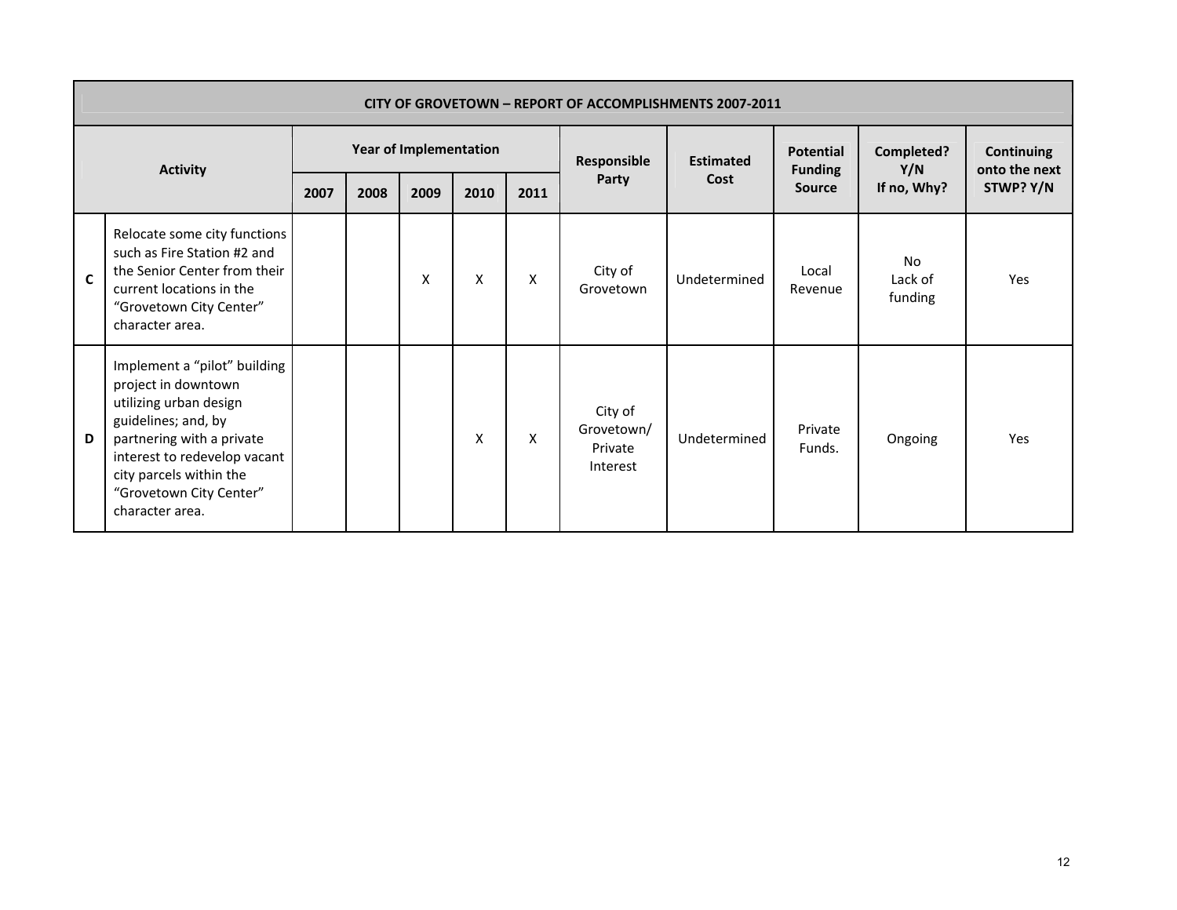| CITY OF GROVETOWN – REPORT OF ACCOMPLISHMENTS 2007-2011 | | | | | | | | | | | |
|---|---|---|---|---|---|---|---|---|---|---|---|
| Activity | | Year of Implementation | | | | | Responsible Party | Estimated Cost | Potential Funding Source | Completed? Y/N If no, Why? | Continuing onto the next STWP? Y/N |
| | | 2007 | 2008 | 2009 | 2010 | 2011 | | | | | |
| C | Relocate some city functions such as Fire Station #2 and the Senior Center from their current locations in the "Grovetown City Center" character area. | | | X | X | X | City of Grovetown | Undetermined | Local Revenue | No Lack of funding | Yes |
| D | Implement a "pilot" building project in downtown utilizing urban design guidelines; and, by partnering with a private interest to redevelop vacant city parcels within the "Grovetown City Center" character area. | | | | X | X | City of Grovetown/ Private Interest | Undetermined | Private Funds. | Ongoing | Yes |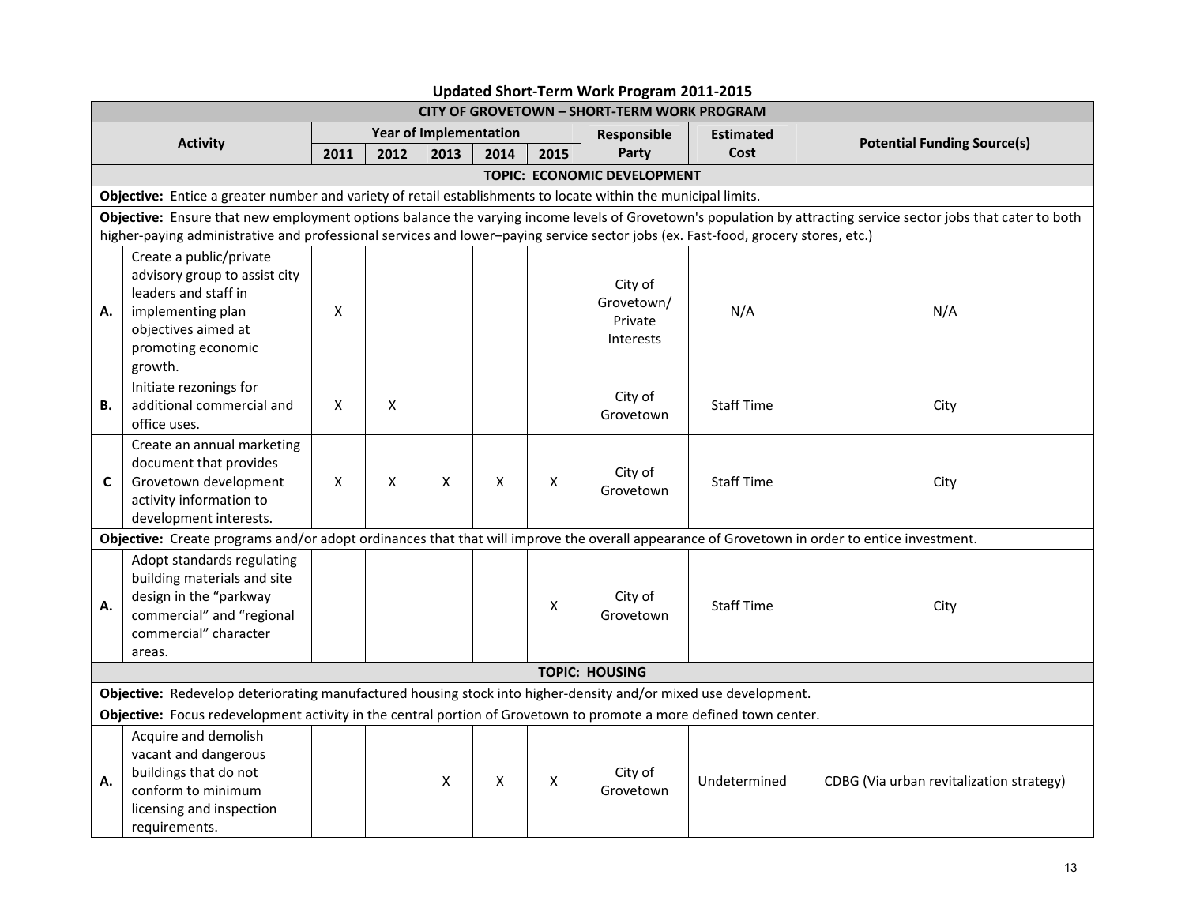## Updated Short-Term Work Program 2011-2015

| CITY OF GROVETOWN – SHORT-TERM WORK PROGRAM | | | | | | | | | |
|---|---|---|---|---|---|---|---|---|---|
| **Activity** | | **Year of Implementation** | | | | | **Responsible Party** | **Estimated Cost** | **Potential Funding Source(s)** |
| | | **2011** | **2012** | **2013** | **2014** | **2015** | | | |
| **TOPIC: ECONOMIC DEVELOPMENT** | | | | | | | | | |
| **Objective:** Entice a greater number and variety of retail establishments to locate within the municipal limits. | | | | | | | | | |
| **Objective:** Ensure that new employment options balance the varying income levels of Grovetown's population by attracting service sector jobs that cater to both higher-paying administrative and professional services and lower–paying service sector jobs (ex. Fast-food, grocery stores, etc.) | | | | | | | | | |
| **A.** | Create a public/private advisory group to assist city leaders and staff in implementing plan objectives aimed at promoting economic growth. | X | | | | | City of Grovetown/ Private Interests | N/A | N/A |
| **B.** | Initiate rezonings for additional commercial and office uses. | X | X | | | | City of Grovetown | Staff Time | City |
| **C** | Create an annual marketing document that provides Grovetown development activity information to development interests. | X | X | X | X | X | City of Grovetown | Staff Time | City |
| **Objective:** Create programs and/or adopt ordinances that that will improve the overall appearance of Grovetown in order to entice investment. | | | | | | | | | |
| **A.** | Adopt standards regulating building materials and site design in the "parkway commercial" and "regional commercial" character areas. | | | | | X | City of Grovetown | Staff Time | City |
| **TOPIC: HOUSING** | | | | | | | | | |
| **Objective:** Redevelop deteriorating manufactured housing stock into higher-density and/or mixed use development. | | | | | | | | | |
| **Objective:** Focus redevelopment activity in the central portion of Grovetown to promote a more defined town center. | | | | | | | | | |
| **A.** | Acquire and demolish vacant and dangerous buildings that do not conform to minimum licensing and inspection requirements. | | | X | X | X | City of Grovetown | Undetermined | CDBG (Via urban revitalization strategy) |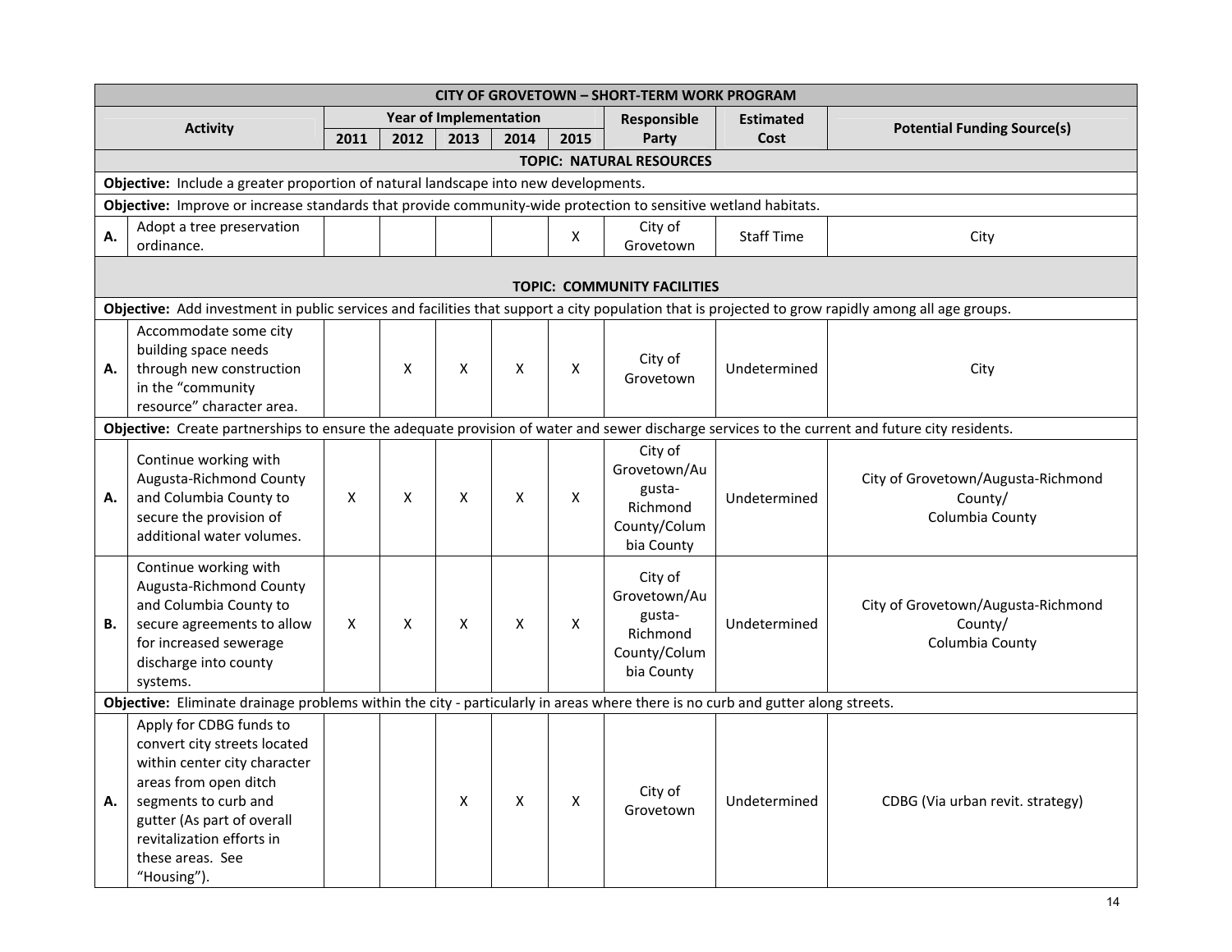| CITY OF GROVETOWN – SHORT-TERM WORK PROGRAM | | | | | | | | | |
|---|---|---|---|---|---|---|---|---|---|
| Activity | | Year of Implementation | | | | | Responsible Party | Estimated Cost | Potential Funding Source(s) |
| | | 2011 | 2012 | 2013 | 2014 | 2015 | | | |
| **TOPIC: NATURAL RESOURCES** | | | | | | | | | |
| **Objective:** Include a greater proportion of natural landscape into new developments. | | | | | | | | | |
| **Objective:** Improve or increase standards that provide community-wide protection to sensitive wetland habitats. | | | | | | | | | |
| **A.** | Adopt a tree preservation ordinance. | | | | | X | City of Grovetown | Staff Time | City |
| **TOPIC: COMMUNITY FACILITIES** | | | | | | | | | |
| **Objective:** Add investment in public services and facilities that support a city population that is projected to grow rapidly among all age groups. | | | | | | | | | |
| **A.** | Accommodate some city building space needs through new construction in the "community resource" character area. | | X | X | X | X | City of Grovetown | Undetermined | City |
| **Objective:** Create partnerships to ensure the adequate provision of water and sewer discharge services to the current and future city residents. | | | | | | | | | |
| **A.** | Continue working with Augusta-Richmond County and Columbia County to secure the provision of additional water volumes. | X | X | X | X | X | City of Grovetown/Augusta-Richmond County/Columbia County | Undetermined | City of Grovetown/Augusta-Richmond County/ Columbia County |
| **B.** | Continue working with Augusta-Richmond County and Columbia County to secure agreements to allow for increased sewerage discharge into county systems. | X | X | X | X | X | City of Grovetown/Augusta-Richmond County/Columbia County | Undetermined | City of Grovetown/Augusta-Richmond County/ Columbia County |
| **Objective:** Eliminate drainage problems within the city - particularly in areas where there is no curb and gutter along streets. | | | | | | | | | |
| **A.** | Apply for CDBG funds to convert city streets located within center city character areas from open ditch segments to curb and gutter (As part of overall revitalization efforts in these areas. See "Housing"). | | | X | X | X | City of Grovetown | Undetermined | CDBG (Via urban revit. strategy) |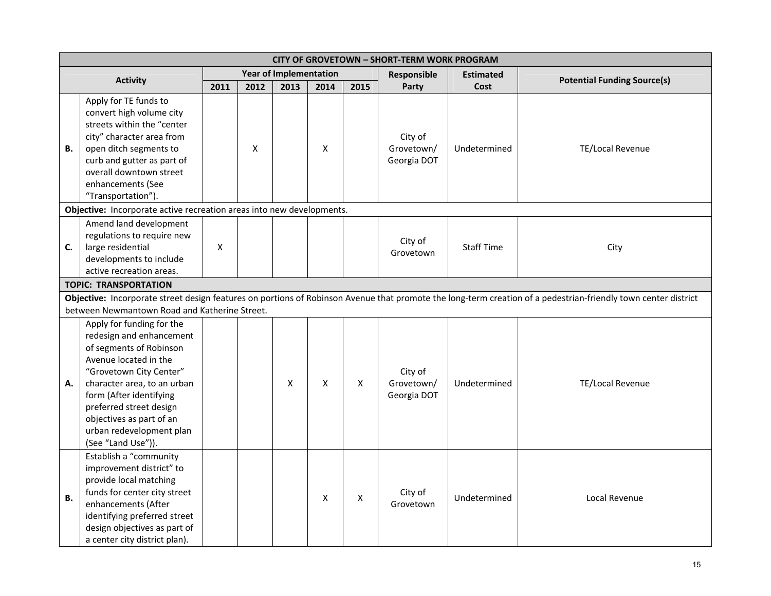| CITY OF GROVETOWN – SHORT-TERM WORK PROGRAM | | | | | | | | | |
|---|---|---|---|---|---|---|---|---|---|
| Activity | | Year of Implementation | | | | | Responsible Party | Estimated Cost | Potential Funding Source(s) |
| | | 2011 | 2012 | 2013 | 2014 | 2015 | | | |
| **B.** | Apply for TE funds to convert high volume city streets within the "center city" character area from open ditch segments to curb and gutter as part of overall downtown street enhancements (See "Transportation"). | | X | | X | | City of Grovetown/ Georgia DOT | Undetermined | TE/Local Revenue |
| **Objective:** Incorporate active recreation areas into new developments. | | | | | | | | | |
| **C.** | Amend land development regulations to require new large residential developments to include active recreation areas. | X | | | | | City of Grovetown | Staff Time | City |
| **TOPIC: TRANSPORTATION** | | | | | | | | | |
| **Objective:** Incorporate street design features on portions of Robinson Avenue that promote the long-term creation of a pedestrian-friendly town center district between Newmantown Road and Katherine Street. | | | | | | | | | |
| **A.** | Apply for funding for the redesign and enhancement of segments of Robinson Avenue located in the "Grovetown City Center" character area, to an urban form (After identifying preferred street design objectives as part of an urban redevelopment plan (See "Land Use")). | | | X | X | X | City of Grovetown/ Georgia DOT | Undetermined | TE/Local Revenue |
| **B.** | Establish a "community improvement district" to provide local matching funds for center city street enhancements (After identifying preferred street design objectives as part of a center city district plan). | | | | X | X | City of Grovetown | Undetermined | Local Revenue |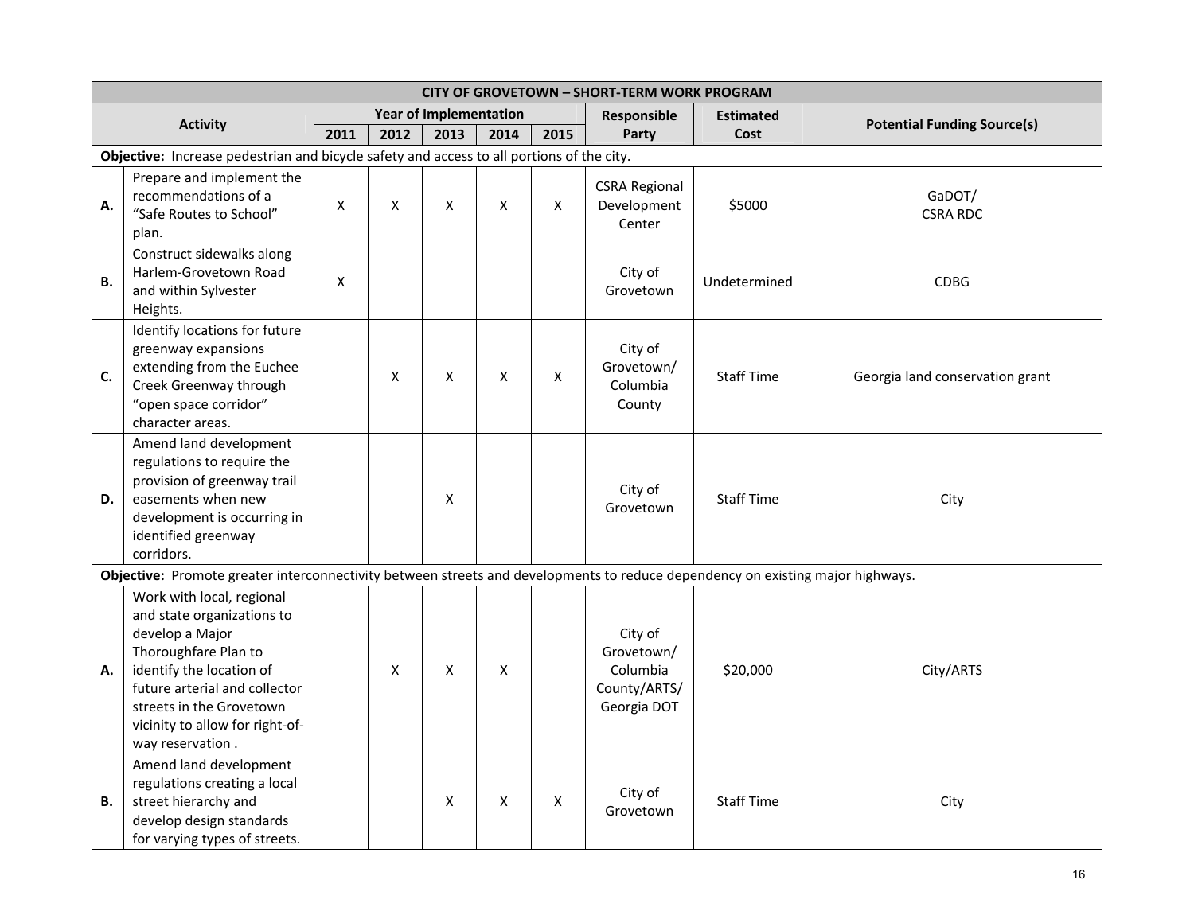| CITY OF GROVETOWN – SHORT-TERM WORK PROGRAM | | | | | | | | | |
|---|---|---|---|---|---|---|---|---|---|
| **Activity** | | **Year of Implementation** | | | | | **Responsible Party** | **Estimated Cost** | **Potential Funding Source(s)** |
| | | **2011** | **2012** | **2013** | **2014** | **2015** | | | |
| **Objective:** Increase pedestrian and bicycle safety and access to all portions of the city. | | | | | | | | | |
| **A.** | Prepare and implement the recommendations of a "Safe Routes to School" plan. | X | X | X | X | X | CSRA Regional Development Center | $5000 | GaDOT/ CSRA RDC |
| **B.** | Construct sidewalks along Harlem-Grovetown Road and within Sylvester Heights. | X | | | | | City of Grovetown | Undetermined | CDBG |
| **C.** | Identify locations for future greenway expansions extending from the Euchee Creek Greenway through "open space corridor" character areas. | | X | X | X | X | City of Grovetown/ Columbia County | Staff Time | Georgia land conservation grant |
| **D.** | Amend land development regulations to require the provision of greenway trail easements when new development is occurring in identified greenway corridors. | | | X | | | City of Grovetown | Staff Time | City |
| **Objective:** Promote greater interconnectivity between streets and developments to reduce dependency on existing major highways. | | | | | | | | | |
| **A.** | Work with local, regional and state organizations to develop a Major Thoroughfare Plan to identify the location of future arterial and collector streets in the Grovetown vicinity to allow for right-of-way reservation . | | X | X | X | | City of Grovetown/ Columbia County/ARTS/ Georgia DOT | $20,000 | City/ARTS |
| **B.** | Amend land development regulations creating a local street hierarchy and develop design standards for varying types of streets. | | | X | X | X | City of Grovetown | Staff Time | City |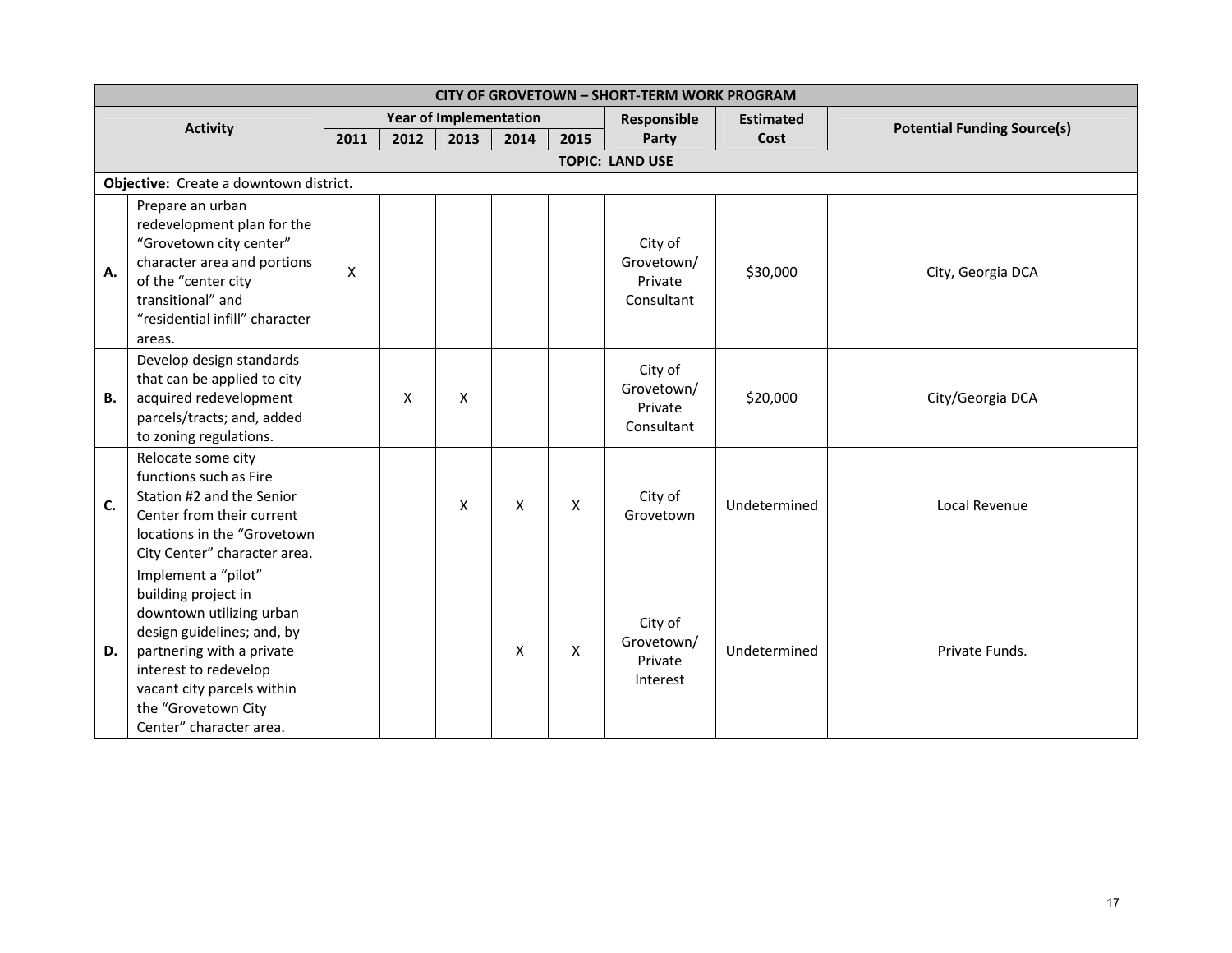| CITY OF GROVETOWN – SHORT-TERM WORK PROGRAM | | | | | | | | | |
|---|---|---|---|---|---|---|---|---|---|
| Activity | | Year of Implementation | | | | | Responsible Party | Estimated Cost | Potential Funding Source(s) |
| | | 2011 | 2012 | 2013 | 2014 | 2015 | | | |
| TOPIC: LAND USE | | | | | | | | | |
| **Objective:** Create a downtown district. | | | | | | | | | |
| A. | Prepare an urban redevelopment plan for the "Grovetown city center" character area and portions of the "center city transitional" and "residential infill" character areas. | X | | | | | City of Grovetown/ Private Consultant | $30,000 | City, Georgia DCA |
| B. | Develop design standards that can be applied to city acquired redevelopment parcels/tracts; and, added to zoning regulations. | | X | X | | | City of Grovetown/ Private Consultant | $20,000 | City/Georgia DCA |
| C. | Relocate some city functions such as Fire Station #2 and the Senior Center from their current locations in the "Grovetown City Center" character area. | | | X | X | X | City of Grovetown | Undetermined | Local Revenue |
| D. | Implement a "pilot" building project in downtown utilizing urban design guidelines; and, by partnering with a private interest to redevelop vacant city parcels within the "Grovetown City Center" character area. | | | | X | X | City of Grovetown/ Private Interest | Undetermined | Private Funds. |